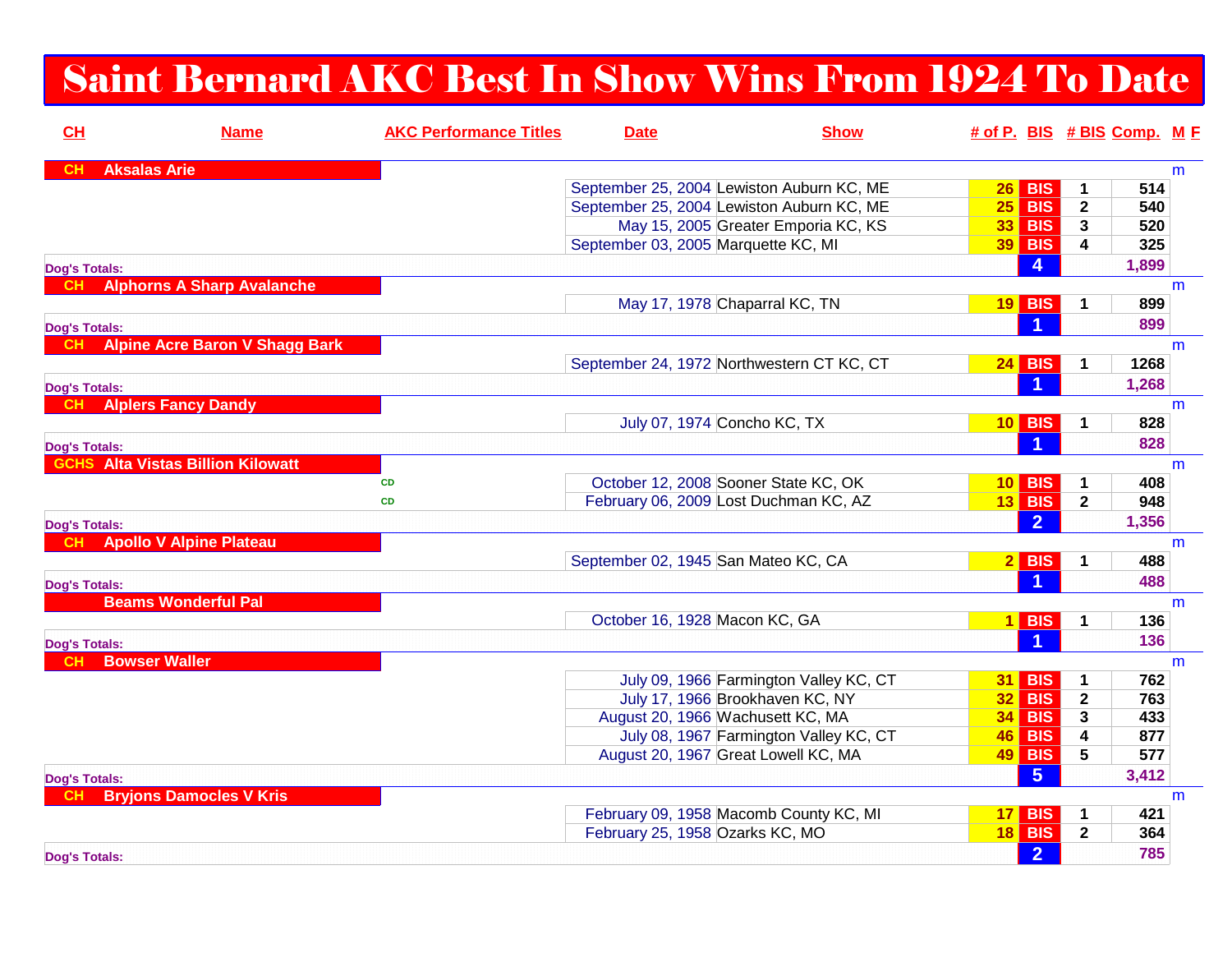# Saint Bernard AKC Best In Show Wins From 1924 To Date

| CH | Name | AKC Performance Titles | Date | Show | # of P. | BIS | # BIS | Comp. | M | F |
|---|---|---|---|---|---|---|---|---|---|---|
| CH | Aksalas Arie | | | | | | | | m | |
| | | | September 25, 2004 | Lewiston Auburn KC, ME | 26 | BIS | 1 | 514 | | |
| | | | September 25, 2004 | Lewiston Auburn KC, ME | 25 | BIS | 2 | 540 | | |
| | | | May 15, 2005 | Greater Emporia KC, KS | 33 | BIS | 3 | 520 | | |
| | | | September 03, 2005 | Marquette KC, MI | 39 | BIS | 4 | 325 | | |
| Dog's Totals: | | | | | | 4 | | 1,899 | | |
| CH | Alphorns A Sharp Avalanche | | | | | | | | m | |
| | | | May 17, 1978 | Chaparral KC, TN | 19 | BIS | 1 | 899 | | |
| Dog's Totals: | | | | | | 1 | | 899 | | |
| CH | Alpine Acre Baron V Shagg Bark | | | | | | | | m | |
| | | | September 24, 1972 | Northwestern CT KC, CT | 24 | BIS | 1 | 1268 | | |
| Dog's Totals: | | | | | | 1 | | 1,268 | | |
| CH | Alplers Fancy Dandy | | | | | | | | m | |
| | | | July 07, 1974 | Concho KC, TX | 10 | BIS | 1 | 828 | | |
| Dog's Totals: | | | | | | 1 | | 828 | | |
| GCHS | Alta Vistas Billion Kilowatt | | | | | | | | m | |
| | | CD | October 12, 2008 | Sooner State KC, OK | 10 | BIS | 1 | 408 | | |
| | | CD | February 06, 2009 | Lost Duchman KC, AZ | 13 | BIS | 2 | 948 | | |
| Dog's Totals: | | | | | | 2 | | 1,356 | | |
| CH | Apollo V Alpine Plateau | | | | | | | | m | |
| | | | September 02, 1945 | San Mateo KC, CA | 2 | BIS | 1 | 488 | | |
| Dog's Totals: | | | | | | 1 | | 488 | | |
| | Beams Wonderful Pal | | | | | | | | m | |
| | | | October 16, 1928 | Macon KC, GA | 1 | BIS | 1 | 136 | | |
| Dog's Totals: | | | | | | 1 | | 136 | | |
| CH | Bowser Waller | | | | | | | | m | |
| | | | July 09, 1966 | Farmington Valley KC, CT | 31 | BIS | 1 | 762 | | |
| | | | July 17, 1966 | Brookhaven KC, NY | 32 | BIS | 2 | 763 | | |
| | | | August 20, 1966 | Wachusett KC, MA | 34 | BIS | 3 | 433 | | |
| | | | July 08, 1967 | Farmington Valley KC, CT | 46 | BIS | 4 | 877 | | |
| | | | August 20, 1967 | Great Lowell KC, MA | 49 | BIS | 5 | 577 | | |
| Dog's Totals: | | | | | | 5 | | 3,412 | | |
| CH | Bryjons Damocles V Kris | | | | | | | | m | |
| | | | February 09, 1958 | Macomb County KC, MI | 17 | BIS | 1 | 421 | | |
| | | | February 25, 1958 | Ozarks KC, MO | 18 | BIS | 2 | 364 | | |
| Dog's Totals: | | | | | | 2 | | 785 | | |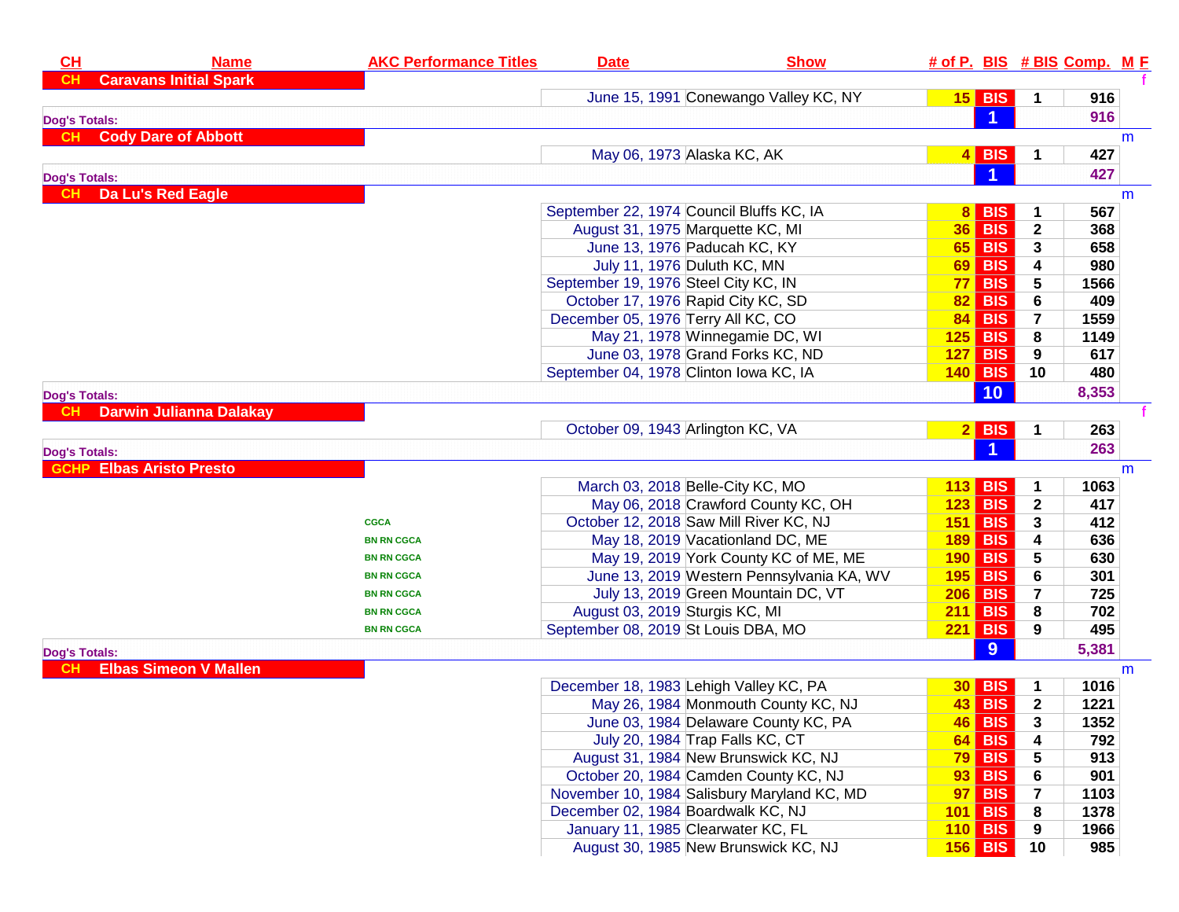| CH | Name | AKC Performance Titles | Date | Show | # of P. | BIS | # BIS | Comp. | M F |
|---|---|---|---|---|---|---|---|---|---|
| CH | Caravans Initial Spark | | | | | | | | f |
| | | | June 15, 1991 | Conewango Valley KC, NY | 15 | BIS | 1 | 916 | |
| Dog's Totals: | | | | | | 1 | | 916 | |
| CH | Cody Dare of Abbott | | | | | | | | m |
| | | | May 06, 1973 | Alaska KC, AK | 4 | BIS | 1 | 427 | |
| Dog's Totals: | | | | | | 1 | | 427 | |
| CH | Da Lu's Red Eagle | | | | | | | | m |
| | | | September 22, 1974 | Council Bluffs KC, IA | 8 | BIS | 1 | 567 | |
| | | | August 31, 1975 | Marquette KC, MI | 36 | BIS | 2 | 368 | |
| | | | June 13, 1976 | Paducah KC, KY | 65 | BIS | 3 | 658 | |
| | | | July 11, 1976 | Duluth KC, MN | 69 | BIS | 4 | 980 | |
| | | | September 19, 1976 | Steel City KC, IN | 77 | BIS | 5 | 1566 | |
| | | | October 17, 1976 | Rapid City KC, SD | 82 | BIS | 6 | 409 | |
| | | | December 05, 1976 | Terry All KC, CO | 84 | BIS | 7 | 1559 | |
| | | | May 21, 1978 | Winnegamie DC, WI | 125 | BIS | 8 | 1149 | |
| | | | June 03, 1978 | Grand Forks KC, ND | 127 | BIS | 9 | 617 | |
| | | | September 04, 1978 | Clinton Iowa KC, IA | 140 | BIS | 10 | 480 | |
| Dog's Totals: | | | | | | 10 | | 8,353 | |
| CH | Darwin Julianna Dalakay | | | | | | | | f |
| | | | October 09, 1943 | Arlington KC, VA | 2 | BIS | 1 | 263 | |
| Dog's Totals: | | | | | | 1 | | 263 | |
| GCHP | Elbas Aristo Presto | | | | | | | | m |
| | | | March 03, 2018 | Belle-City KC, MO | 113 | BIS | 1 | 1063 | |
| | | | May 06, 2018 | Crawford County KC, OH | 123 | BIS | 2 | 417 | |
| | | CGCA | October 12, 2018 | Saw Mill River KC, NJ | 151 | BIS | 3 | 412 | |
| | | BN RN CGCA | May 18, 2019 | Vacationland DC, ME | 189 | BIS | 4 | 636 | |
| | | BN RN CGCA | May 19, 2019 | York County KC of ME, ME | 190 | BIS | 5 | 630 | |
| | | BN RN CGCA | June 13, 2019 | Western Pennsylvania KA, WV | 195 | BIS | 6 | 301 | |
| | | BN RN CGCA | July 13, 2019 | Green Mountain DC, VT | 206 | BIS | 7 | 725 | |
| | | BN RN CGCA | August 03, 2019 | Sturgis KC, MI | 211 | BIS | 8 | 702 | |
| | | BN RN CGCA | September 08, 2019 | St Louis DBA, MO | 221 | BIS | 9 | 495 | |
| Dog's Totals: | | | | | | 9 | | 5,381 | |
| CH | Elbas Simeon V Mallen | | | | | | | | m |
| | | | December 18, 1983 | Lehigh Valley KC, PA | 30 | BIS | 1 | 1016 | |
| | | | May 26, 1984 | Monmouth County KC, NJ | 43 | BIS | 2 | 1221 | |
| | | | June 03, 1984 | Delaware County KC, PA | 46 | BIS | 3 | 1352 | |
| | | | July 20, 1984 | Trap Falls KC, CT | 64 | BIS | 4 | 792 | |
| | | | August 31, 1984 | New Brunswick KC, NJ | 79 | BIS | 5 | 913 | |
| | | | October 20, 1984 | Camden County KC, NJ | 93 | BIS | 6 | 901 | |
| | | | November 10, 1984 | Salisbury Maryland KC, MD | 97 | BIS | 7 | 1103 | |
| | | | December 02, 1984 | Boardwalk KC, NJ | 101 | BIS | 8 | 1378 | |
| | | | January 11, 1985 | Clearwater KC, FL | 110 | BIS | 9 | 1966 | |
| | | | August 30, 1985 | New Brunswick KC, NJ | 156 | BIS | 10 | 985 | |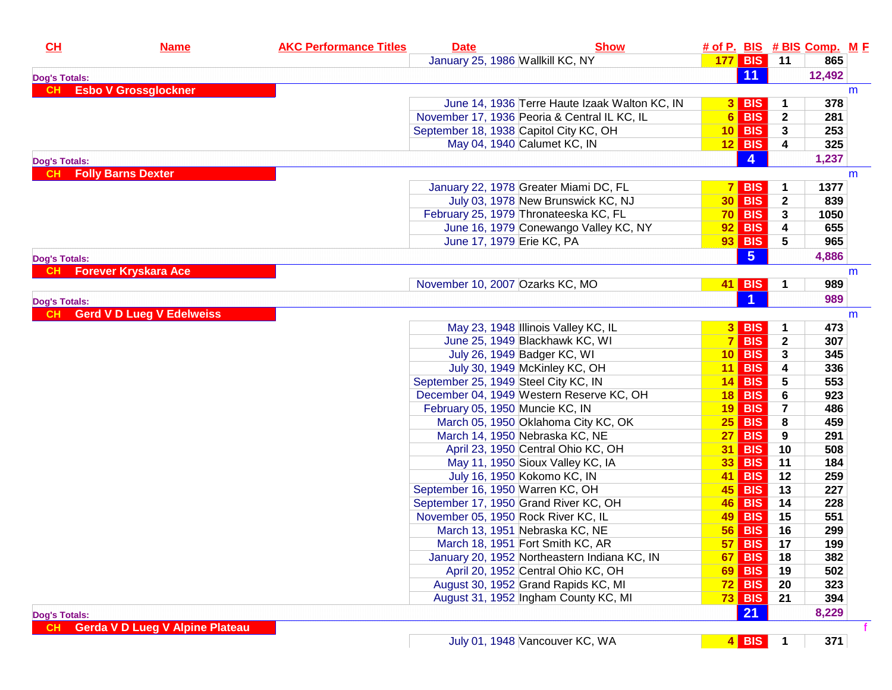| CH | Name | AKC Performance Titles | Date | Show | # of P. | BIS | # BIS | Comp. | M | F |
|---|---|---|---|---|---|---|---|---|---|---|
| | | | January 25, 1986 | Wallkill KC, NY | 177 | BIS | 11 | 865 | | |
| Dog's Totals: | | | | | | 11 | | 12,492 | | |
| CH | Esbo V Grossglockner | | | | | | | | m | |
| | | | June 14, 1936 | Terre Haute Izaak Walton KC, IN | 3 | BIS | 1 | 378 | | |
| | | | November 17, 1936 | Peoria & Central IL KC, IL | 6 | BIS | 2 | 281 | | |
| | | | September 18, 1938 | Capitol City KC, OH | 10 | BIS | 3 | 253 | | |
| | | | May 04, 1940 | Calumet KC, IN | 12 | BIS | 4 | 325 | | |
| Dog's Totals: | | | | | | 4 | | 1,237 | | |
| CH | Folly Barns Dexter | | | | | | | | m | |
| | | | January 22, 1978 | Greater Miami DC, FL | 7 | BIS | 1 | 1377 | | |
| | | | July 03, 1978 | New Brunswick KC, NJ | 30 | BIS | 2 | 839 | | |
| | | | February 25, 1979 | Thronateeska KC, FL | 70 | BIS | 3 | 1050 | | |
| | | | June 16, 1979 | Conewango Valley KC, NY | 92 | BIS | 4 | 655 | | |
| | | | June 17, 1979 | Erie KC, PA | 93 | BIS | 5 | 965 | | |
| Dog's Totals: | | | | | | 5 | | 4,886 | | |
| CH | Forever Kryskara Ace | | | | | | | | m | |
| | | | November 10, 2007 | Ozarks KC, MO | 41 | BIS | 1 | 989 | | |
| Dog's Totals: | | | | | | 1 | | 989 | | |
| CH | Gerd V D Lueg V Edelweiss | | | | | | | | m | |
| | | | May 23, 1948 | Illinois Valley KC, IL | 3 | BIS | 1 | 473 | | |
| | | | June 25, 1949 | Blackhawk KC, WI | 7 | BIS | 2 | 307 | | |
| | | | July 26, 1949 | Badger KC, WI | 10 | BIS | 3 | 345 | | |
| | | | July 30, 1949 | McKinley KC, OH | 11 | BIS | 4 | 336 | | |
| | | | September 25, 1949 | Steel City KC, IN | 14 | BIS | 5 | 553 | | |
| | | | December 04, 1949 | Western Reserve KC, OH | 18 | BIS | 6 | 923 | | |
| | | | February 05, 1950 | Muncie KC, IN | 19 | BIS | 7 | 486 | | |
| | | | March 05, 1950 | Oklahoma City KC, OK | 25 | BIS | 8 | 459 | | |
| | | | March 14, 1950 | Nebraska KC, NE | 27 | BIS | 9 | 291 | | |
| | | | April 23, 1950 | Central Ohio KC, OH | 31 | BIS | 10 | 508 | | |
| | | | May 11, 1950 | Sioux Valley KC, IA | 33 | BIS | 11 | 184 | | |
| | | | July 16, 1950 | Kokomo KC, IN | 41 | BIS | 12 | 259 | | |
| | | | September 16, 1950 | Warren KC, OH | 45 | BIS | 13 | 227 | | |
| | | | September 17, 1950 | Grand River KC, OH | 46 | BIS | 14 | 228 | | |
| | | | November 05, 1950 | Rock River KC, IL | 49 | BIS | 15 | 551 | | |
| | | | March 13, 1951 | Nebraska KC, NE | 56 | BIS | 16 | 299 | | |
| | | | March 18, 1951 | Fort Smith KC, AR | 57 | BIS | 17 | 199 | | |
| | | | January 20, 1952 | Northeastern Indiana KC, IN | 67 | BIS | 18 | 382 | | |
| | | | April 20, 1952 | Central Ohio KC, OH | 69 | BIS | 19 | 502 | | |
| | | | August 30, 1952 | Grand Rapids KC, MI | 72 | BIS | 20 | 323 | | |
| | | | August 31, 1952 | Ingham County KC, MI | 73 | BIS | 21 | 394 | | |
| Dog's Totals: | | | | | | 21 | | 8,229 | | |
| CH | Gerda V D Lueg V Alpine Plateau | | | | | | | | | f |
| | | | July 01, 1948 | Vancouver KC, WA | 4 | BIS | 1 | 371 | | |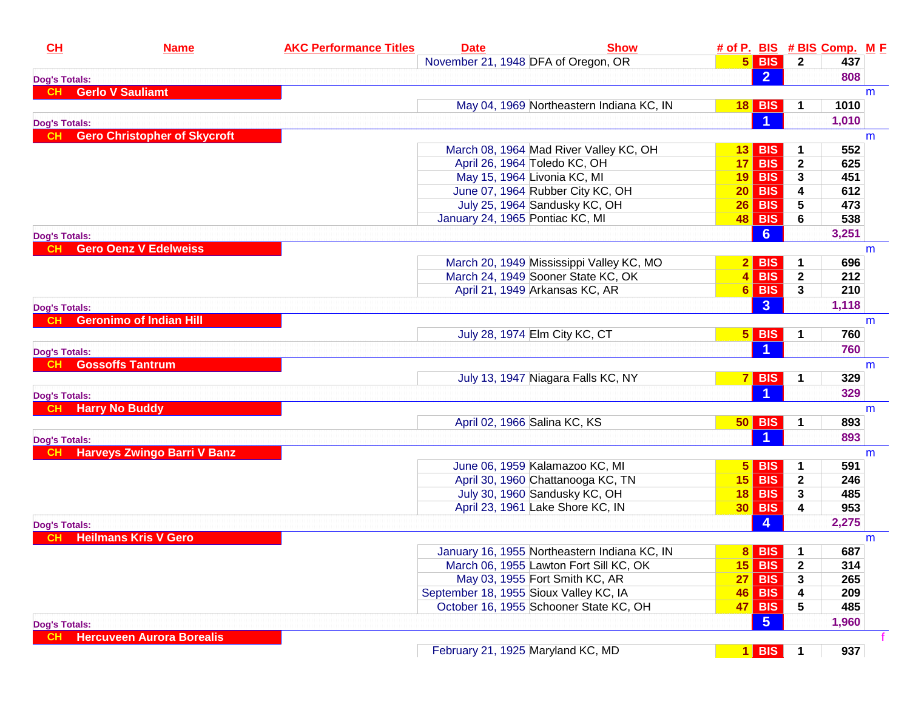| CH | Name | AKC Performance Titles | Date | Show | # of P. | BIS | # BIS | Comp. | M F |
|---|---|---|---|---|---|---|---|---|---|
| | | | November 21, 1948 | DFA of Oregon, OR | 5 | BIS | 2 | 437 | |
| Dog's Totals: | | | | | | 2 | | 808 | |
| CH | Gerlo V Sauliamt | | | | | | | | m |
| | | | May 04, 1969 | Northeastern Indiana KC, IN | 18 | BIS | 1 | 1010 | |
| Dog's Totals: | | | | | | 1 | | 1,010 | |
| CH | Gero Christopher of Skycroft | | | | | | | | m |
| | | | March 08, 1964 | Mad River Valley KC, OH | 13 | BIS | 1 | 552 | |
| | | | April 26, 1964 | Toledo KC, OH | 17 | BIS | 2 | 625 | |
| | | | May 15, 1964 | Livonia KC, MI | 19 | BIS | 3 | 451 | |
| | | | June 07, 1964 | Rubber City KC, OH | 20 | BIS | 4 | 612 | |
| | | | July 25, 1964 | Sandusky KC, OH | 26 | BIS | 5 | 473 | |
| | | | January 24, 1965 | Pontiac KC, MI | 48 | BIS | 6 | 538 | |
| Dog's Totals: | | | | | | 6 | | 3,251 | |
| CH | Gero Oenz V Edelweiss | | | | | | | | m |
| | | | March 20, 1949 | Mississippi Valley KC, MO | 2 | BIS | 1 | 696 | |
| | | | March 24, 1949 | Sooner State KC, OK | 4 | BIS | 2 | 212 | |
| | | | April 21, 1949 | Arkansas KC, AR | 6 | BIS | 3 | 210 | |
| Dog's Totals: | | | | | | 3 | | 1,118 | |
| CH | Geronimo of Indian Hill | | | | | | | | m |
| | | | July 28, 1974 | Elm City KC, CT | 5 | BIS | 1 | 760 | |
| Dog's Totals: | | | | | | 1 | | 760 | |
| CH | Gossoffs Tantrum | | | | | | | | m |
| | | | July 13, 1947 | Niagara Falls KC, NY | 7 | BIS | 1 | 329 | |
| Dog's Totals: | | | | | | 1 | | 329 | |
| CH | Harry No Buddy | | | | | | | | m |
| | | | April 02, 1966 | Salina KC, KS | 50 | BIS | 1 | 893 | |
| Dog's Totals: | | | | | | 1 | | 893 | |
| CH | Harveys Zwingo Barri V Banz | | | | | | | | m |
| | | | June 06, 1959 | Kalamazoo KC, MI | 5 | BIS | 1 | 591 | |
| | | | April 30, 1960 | Chattanooga KC, TN | 15 | BIS | 2 | 246 | |
| | | | July 30, 1960 | Sandusky KC, OH | 18 | BIS | 3 | 485 | |
| | | | April 23, 1961 | Lake Shore KC, IN | 30 | BIS | 4 | 953 | |
| Dog's Totals: | | | | | | 4 | | 2,275 | |
| CH | Heilmans Kris V Gero | | | | | | | | m |
| | | | January 16, 1955 | Northeastern Indiana KC, IN | 8 | BIS | 1 | 687 | |
| | | | March 06, 1955 | Lawton Fort Sill KC, OK | 15 | BIS | 2 | 314 | |
| | | | May 03, 1955 | Fort Smith KC, AR | 27 | BIS | 3 | 265 | |
| | | | September 18, 1955 | Sioux Valley KC, IA | 46 | BIS | 4 | 209 | |
| | | | October 16, 1955 | Schooner State KC, OH | 47 | BIS | 5 | 485 | |
| Dog's Totals: | | | | | | 5 | | 1,960 | |
| CH | Hercuveen Aurora Borealis | | | | | | | | f |
| | | | February 21, 1925 | Maryland KC, MD | 1 | BIS | 1 | 937 | |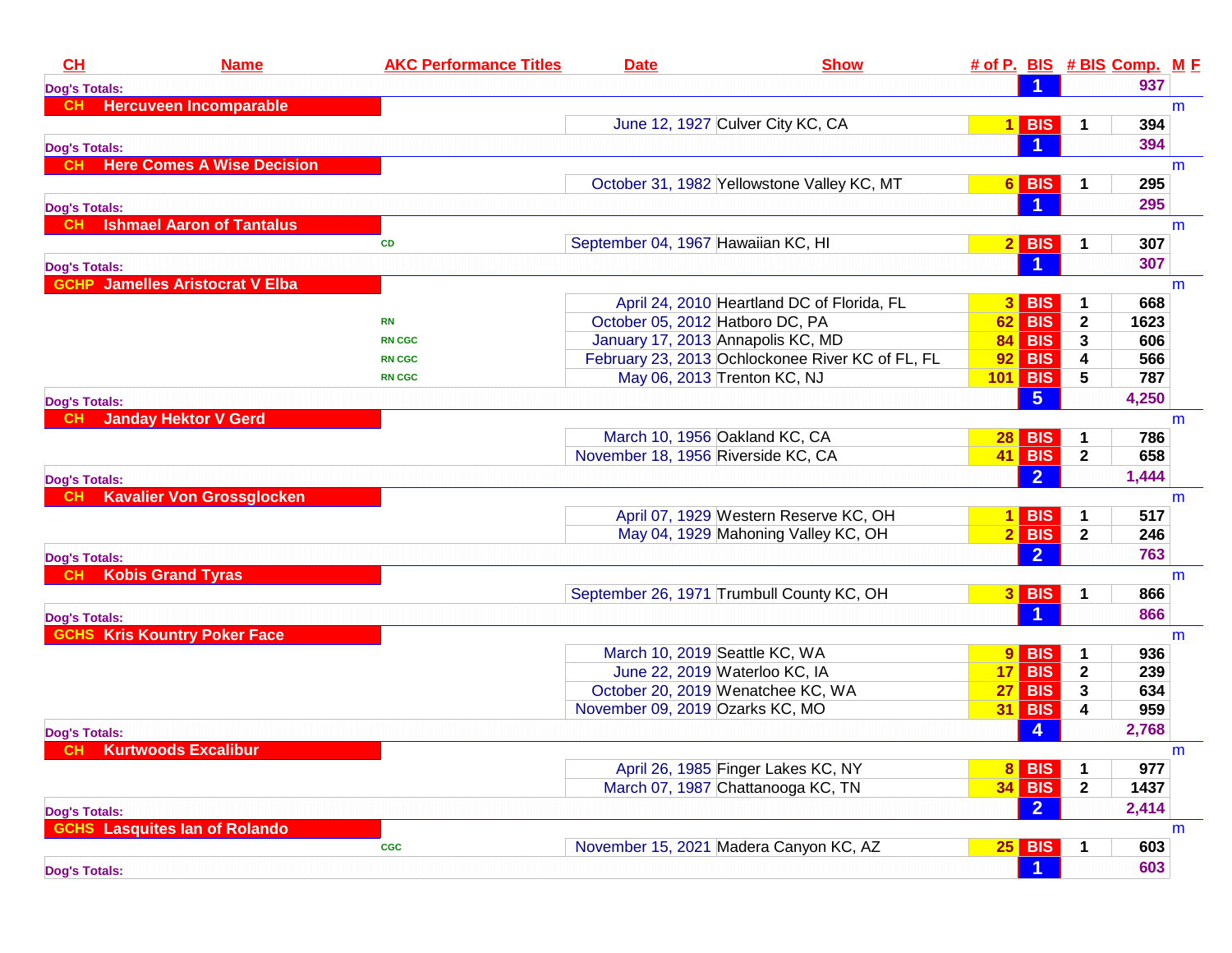| CH | Name | AKC Performance Titles | Date | Show | # of P. | BIS | # BIS | Comp. | M | F |
|---|---|---|---|---|---|---|---|---|---|---|
| Dog's Totals: | | | | | | 1 | | 937 | | |
| CH | Hercuveen Incomparable | | | | | | | | m | |
| | | | June 12, 1927 | Culver City KC, CA | 1 | BIS | 1 | 394 | | |
| Dog's Totals: | | | | | | 1 | | 394 | | |
| CH | Here Comes A Wise Decision | | | | | | | | m | |
| | | | October 31, 1982 | Yellowstone Valley KC, MT | 6 | BIS | 1 | 295 | | |
| Dog's Totals: | | | | | | 1 | | 295 | | |
| CH | Ishmael Aaron of Tantalus | | | | | | | | m | |
| | | CD | September 04, 1967 | Hawaiian KC, HI | 2 | BIS | 1 | 307 | | |
| Dog's Totals: | | | | | | 1 | | 307 | | |
| GCHP | Jamelles Aristocrat V Elba | | | | | | | | m | |
| | | | April 24, 2010 | Heartland DC of Florida, FL | 3 | BIS | 1 | 668 | | |
| | | RN | October 05, 2012 | Hatboro DC, PA | 62 | BIS | 2 | 1623 | | |
| | | RN CGC | January 17, 2013 | Annapolis KC, MD | 84 | BIS | 3 | 606 | | |
| | | RN CGC | February 23, 2013 | Ochlockonee River KC of FL, FL | 92 | BIS | 4 | 566 | | |
| | | RN CGC | May 06, 2013 | Trenton KC, NJ | 101 | BIS | 5 | 787 | | |
| Dog's Totals: | | | | | | 5 | | 4,250 | | |
| CH | Janday Hektor V Gerd | | | | | | | | m | |
| | | | March 10, 1956 | Oakland KC, CA | 28 | BIS | 1 | 786 | | |
| | | | November 18, 1956 | Riverside KC, CA | 41 | BIS | 2 | 658 | | |
| Dog's Totals: | | | | | | 2 | | 1,444 | | |
| CH | Kavalier Von Grossglocken | | | | | | | | m | |
| | | | April 07, 1929 | Western Reserve KC, OH | 1 | BIS | 1 | 517 | | |
| | | | May 04, 1929 | Mahoning Valley KC, OH | 2 | BIS | 2 | 246 | | |
| Dog's Totals: | | | | | | 2 | | 763 | | |
| CH | Kobis Grand Tyras | | | | | | | | m | |
| | | | September 26, 1971 | Trumbull County KC, OH | 3 | BIS | 1 | 866 | | |
| Dog's Totals: | | | | | | 1 | | 866 | | |
| GCHS | Kris Kountry Poker Face | | | | | | | | m | |
| | | | March 10, 2019 | Seattle KC, WA | 9 | BIS | 1 | 936 | | |
| | | | June 22, 2019 | Waterloo KC, IA | 17 | BIS | 2 | 239 | | |
| | | | October 20, 2019 | Wenatchee KC, WA | 27 | BIS | 3 | 634 | | |
| | | | November 09, 2019 | Ozarks KC, MO | 31 | BIS | 4 | 959 | | |
| Dog's Totals: | | | | | | 4 | | 2,768 | | |
| CH | Kurtwoods Excalibur | | | | | | | | m | |
| | | | April 26, 1985 | Finger Lakes KC, NY | 8 | BIS | 1 | 977 | | |
| | | | March 07, 1987 | Chattanooga KC, TN | 34 | BIS | 2 | 1437 | | |
| Dog's Totals: | | | | | | 2 | | 2,414 | | |
| GCHS | Lasquites Ian of Rolando | | | | | | | | m | |
| | | CGC | November 15, 2021 | Madera Canyon KC, AZ | 25 | BIS | 1 | 603 | | |
| Dog's Totals: | | | | | | 1 | | 603 | | |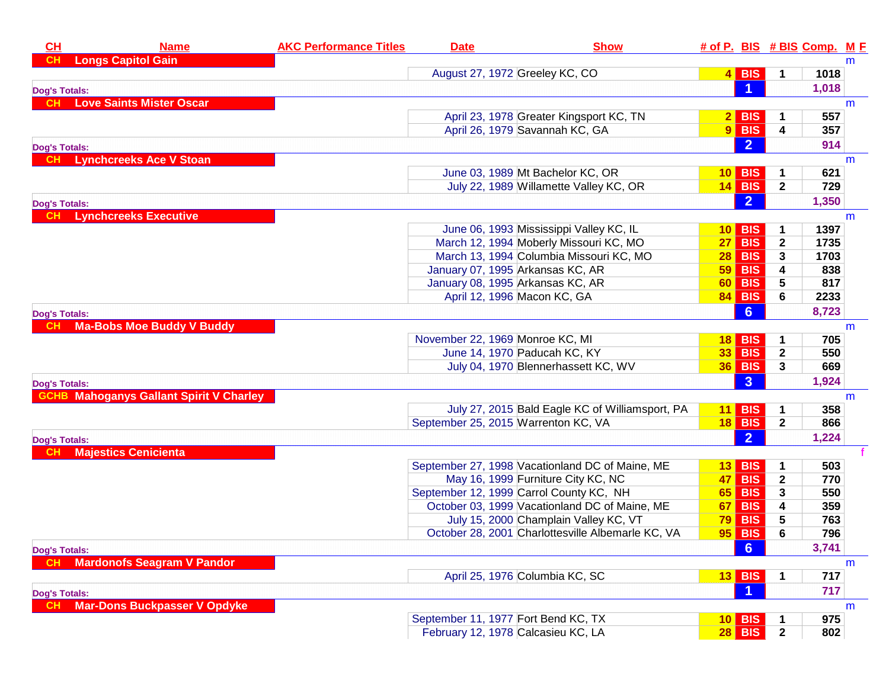| CH | Name | AKC Performance Titles | Date | Show | # of P. | BIS | # BIS | Comp. | M | F |
|---|---|---|---|---|---|---|---|---|---|---|
| CH | Longs Capitol Gain | | | | | | | | m | |
| | | | August 27, 1972 | Greeley KC, CO | 4 | BIS | 1 | 1018 | | |
| Dog's Totals: | | | | | | 1 | | 1,018 | | |
| CH | Love Saints Mister Oscar | | | | | | | | m | |
| | | | April 23, 1978 | Greater Kingsport KC, TN | 2 | BIS | 1 | 557 | | |
| | | | April 26, 1979 | Savannah KC, GA | 9 | BIS | 4 | 357 | | |
| Dog's Totals: | | | | | | 2 | | 914 | | |
| CH | Lynchcreeks Ace V Stoan | | | | | | | | m | |
| | | | June 03, 1989 | Mt Bachelor KC, OR | 10 | BIS | 1 | 621 | | |
| | | | July 22, 1989 | Willamette Valley KC, OR | 14 | BIS | 2 | 729 | | |
| Dog's Totals: | | | | | | 2 | | 1,350 | | |
| CH | Lynchcreeks Executive | | | | | | | | m | |
| | | | June 06, 1993 | Mississippi Valley KC, IL | 10 | BIS | 1 | 1397 | | |
| | | | March 12, 1994 | Moberly Missouri KC, MO | 27 | BIS | 2 | 1735 | | |
| | | | March 13, 1994 | Columbia Missouri KC, MO | 28 | BIS | 3 | 1703 | | |
| | | | January 07, 1995 | Arkansas KC, AR | 59 | BIS | 4 | 838 | | |
| | | | January 08, 1995 | Arkansas KC, AR | 60 | BIS | 5 | 817 | | |
| | | | April 12, 1996 | Macon KC, GA | 84 | BIS | 6 | 2233 | | |
| Dog's Totals: | | | | | | 6 | | 8,723 | | |
| CH | Ma-Bobs Moe Buddy V Buddy | | | | | | | | m | |
| | | | November 22, 1969 | Monroe KC, MI | 18 | BIS | 1 | 705 | | |
| | | | June 14, 1970 | Paducah KC, KY | 33 | BIS | 2 | 550 | | |
| | | | July 04, 1970 | Blennerhassett KC, WV | 36 | BIS | 3 | 669 | | |
| Dog's Totals: | | | | | | 3 | | 1,924 | | |
| GCHB | Mahoganys Gallant Spirit V Charley | | | | | | | | m | |
| | | | July 27, 2015 | Bald Eagle KC of Williamsport, PA | 11 | BIS | 1 | 358 | | |
| | | | September 25, 2015 | Warrenton KC, VA | 18 | BIS | 2 | 866 | | |
| Dog's Totals: | | | | | | 2 | | 1,224 | | |
| CH | Majestics Cenicienta | | | | | | | | | f |
| | | | September 27, 1998 | Vacationland DC of Maine, ME | 13 | BIS | 1 | 503 | | |
| | | | May 16, 1999 | Furniture City KC, NC | 47 | BIS | 2 | 770 | | |
| | | | September 12, 1999 | Carrol County KC, NH | 65 | BIS | 3 | 550 | | |
| | | | October 03, 1999 | Vacationland DC of Maine, ME | 67 | BIS | 4 | 359 | | |
| | | | July 15, 2000 | Champlain Valley KC, VT | 79 | BIS | 5 | 763 | | |
| | | | October 28, 2001 | Charlottesville Albemarle KC, VA | 95 | BIS | 6 | 796 | | |
| Dog's Totals: | | | | | | 6 | | 3,741 | | |
| CH | Mardonofs Seagram V Pandor | | | | | | | | m | |
| | | | April 25, 1976 | Columbia KC, SC | 13 | BIS | 1 | 717 | | |
| Dog's Totals: | | | | | | 1 | | 717 | | |
| CH | Mar-Dons Buckpasser V Opdyke | | | | | | | | m | |
| | | | September 11, 1977 | Fort Bend KC, TX | 10 | BIS | 1 | 975 | | |
| | | | February 12, 1978 | Calcasieu KC, LA | 28 | BIS | 2 | 802 | | |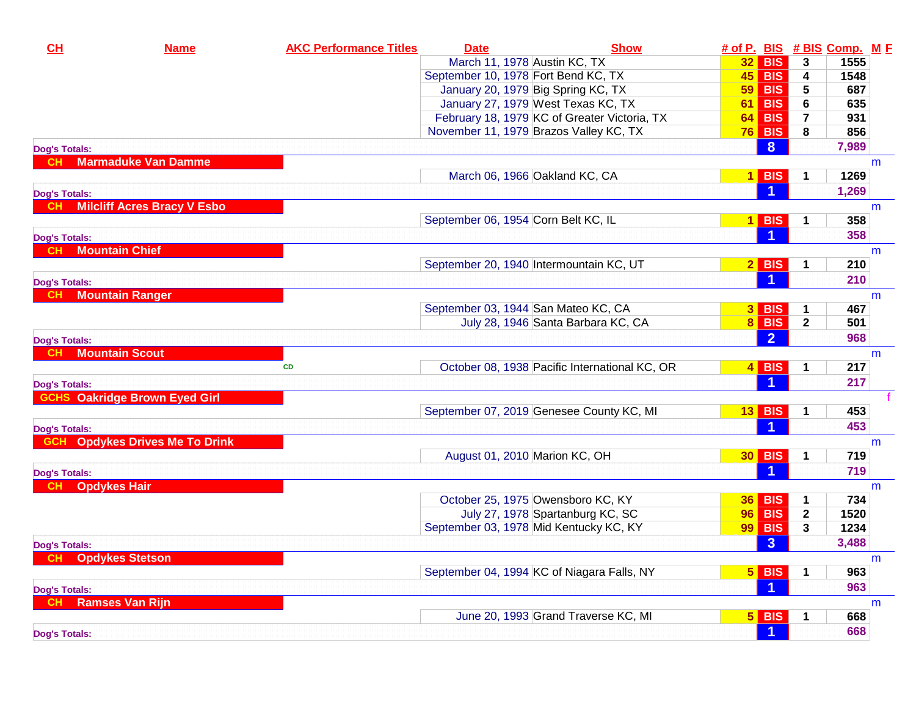| CH | Name | AKC Performance Titles | Date | Show | # of P. | BIS | # BIS | Comp. | M | F |
|---|---|---|---|---|---|---|---|---|---|---|
| | | | March 11, 1978 | Austin KC, TX | 32 | BIS | 3 | 1555 | | |
| | | | September 10, 1978 | Fort Bend KC, TX | 45 | BIS | 4 | 1548 | | |
| | | | January 20, 1979 | Big Spring KC, TX | 59 | BIS | 5 | 687 | | |
| | | | January 27, 1979 | West Texas KC, TX | 61 | BIS | 6 | 635 | | |
| | | | February 18, 1979 | KC of Greater Victoria, TX | 64 | BIS | 7 | 931 | | |
| | | | November 11, 1979 | Brazos Valley KC, TX | 76 | BIS | 8 | 856 | | |
| Dog's Totals: | | | | | | 8 | | 7,989 | | |
| CH | Marmaduke Van Damme | | | | | | | | m | |
| | | | March 06, 1966 | Oakland KC, CA | 1 | BIS | 1 | 1269 | | |
| Dog's Totals: | | | | | | 1 | | 1,269 | | |
| CH | Milcliff Acres Bracy V Esbo | | | | | | | | m | |
| | | | September 06, 1954 | Corn Belt KC, IL | 1 | BIS | 1 | 358 | | |
| Dog's Totals: | | | | | | 1 | | 358 | | |
| CH | Mountain Chief | | | | | | | | m | |
| | | | September 20, 1940 | Intermountain KC, UT | 2 | BIS | 1 | 210 | | |
| Dog's Totals: | | | | | | 1 | | 210 | | |
| CH | Mountain Ranger | | | | | | | | m | |
| | | | September 03, 1944 | San Mateo KC, CA | 3 | BIS | 1 | 467 | | |
| | | | July 28, 1946 | Santa Barbara KC, CA | 8 | BIS | 2 | 501 | | |
| Dog's Totals: | | | | | | 2 | | 968 | | |
| CH | Mountain Scout | | | | | | | | m | |
| | | CD | October 08, 1938 | Pacific International KC, OR | 4 | BIS | 1 | 217 | | |
| Dog's Totals: | | | | | | 1 | | 217 | | |
| GCHS | Oakridge Brown Eyed Girl | | | | | | | | | f |
| | | | September 07, 2019 | Genesee County KC, MI | 13 | BIS | 1 | 453 | | |
| Dog's Totals: | | | | | | 1 | | 453 | | |
| GCH | Opdykes Drives Me To Drink | | | | | | | | m | |
| | | | August 01, 2010 | Marion KC, OH | 30 | BIS | 1 | 719 | | |
| Dog's Totals: | | | | | | 1 | | 719 | | |
| CH | Opdykes Hair | | | | | | | | m | |
| | | | October 25, 1975 | Owensboro KC, KY | 36 | BIS | 1 | 734 | | |
| | | | July 27, 1978 | Spartanburg KC, SC | 96 | BIS | 2 | 1520 | | |
| | | | September 03, 1978 | Mid Kentucky KC, KY | 99 | BIS | 3 | 1234 | | |
| Dog's Totals: | | | | | | 3 | | 3,488 | | |
| CH | Opdykes Stetson | | | | | | | | m | |
| | | | September 04, 1994 | KC of Niagara Falls, NY | 5 | BIS | 1 | 963 | | |
| Dog's Totals: | | | | | | 1 | | 963 | | |
| CH | Ramses Van Rijn | | | | | | | | m | |
| | | | June 20, 1993 | Grand Traverse KC, MI | 5 | BIS | 1 | 668 | | |
| Dog's Totals: | | | | | | 1 | | 668 | | |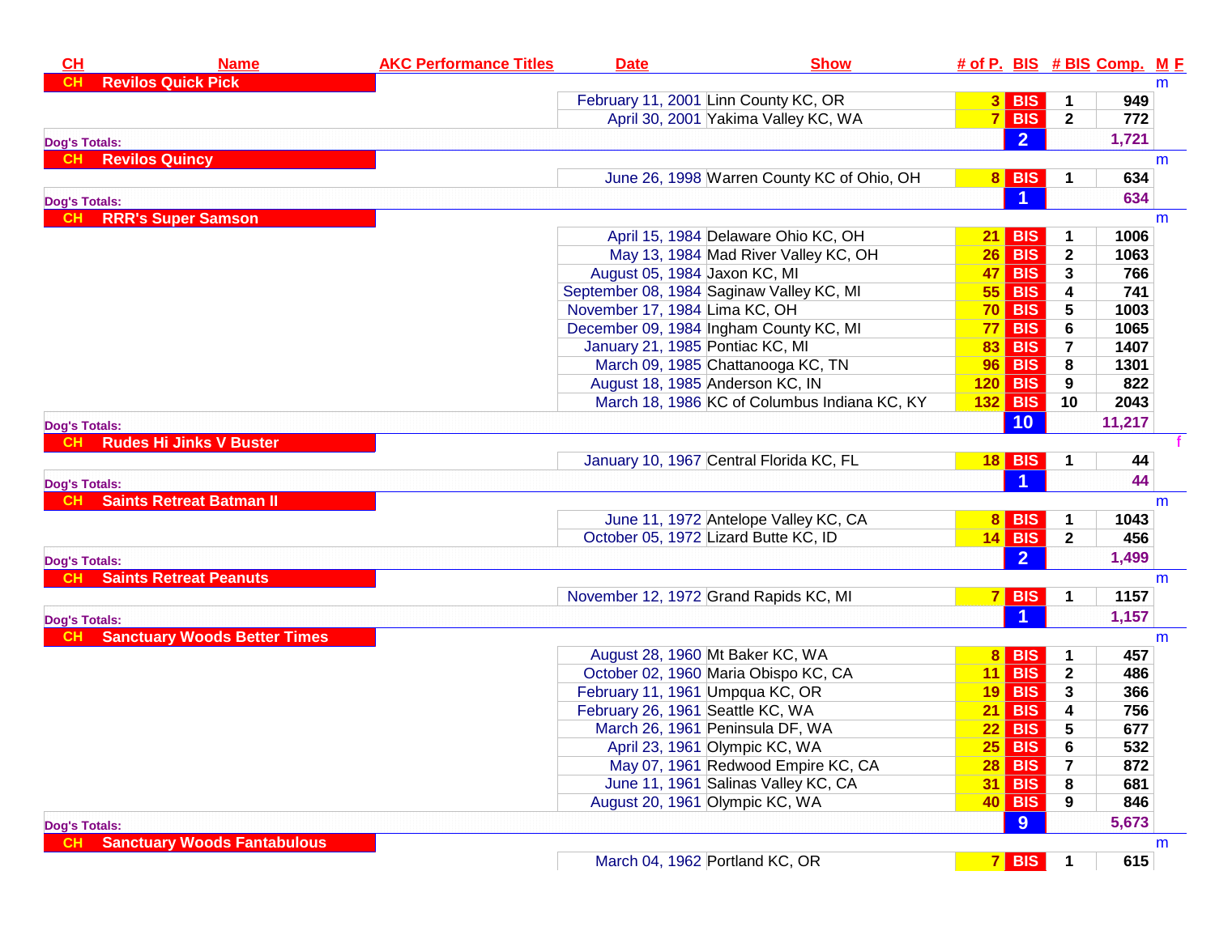| CH | Name | AKC Performance Titles | Date | Show | # of P. | BIS | # BIS | Comp. | M F |
|---|---|---|---|---|---|---|---|---|---|
| CH | Revilos Quick Pick | | | | | | | | m |
| | | | February 11, 2001 | Linn County KC, OR | 3 | BIS | 1 | 949 | |
| | | | April 30, 2001 | Yakima Valley KC, WA | 7 | BIS | 2 | 772 | |
| Dog's Totals: | | | | | | 2 | | 1,721 | |
| CH | Revilos Quincy | | | | | | | | m |
| | | | June 26, 1998 | Warren County KC of Ohio, OH | 8 | BIS | 1 | 634 | |
| Dog's Totals: | | | | | | 1 | | 634 | |
| CH | RRR's Super Samson | | | | | | | | m |
| | | | April 15, 1984 | Delaware Ohio KC, OH | 21 | BIS | 1 | 1006 | |
| | | | May 13, 1984 | Mad River Valley KC, OH | 26 | BIS | 2 | 1063 | |
| | | | August 05, 1984 | Jaxon KC, MI | 47 | BIS | 3 | 766 | |
| | | | September 08, 1984 | Saginaw Valley KC, MI | 55 | BIS | 4 | 741 | |
| | | | November 17, 1984 | Lima KC, OH | 70 | BIS | 5 | 1003 | |
| | | | December 09, 1984 | Ingham County KC, MI | 77 | BIS | 6 | 1065 | |
| | | | January 21, 1985 | Pontiac KC, MI | 83 | BIS | 7 | 1407 | |
| | | | March 09, 1985 | Chattanooga KC, TN | 96 | BIS | 8 | 1301 | |
| | | | August 18, 1985 | Anderson KC, IN | 120 | BIS | 9 | 822 | |
| | | | March 18, 1986 | KC of Columbus Indiana KC, KY | 132 | BIS | 10 | 2043 | |
| Dog's Totals: | | | | | | 10 | | 11,217 | |
| CH | Rudes Hi Jinks V Buster | | | | | | | | f |
| | | | January 10, 1967 | Central Florida KC, FL | 18 | BIS | 1 | 44 | |
| Dog's Totals: | | | | | | 1 | | 44 | |
| CH | Saints Retreat Batman II | | | | | | | | m |
| | | | June 11, 1972 | Antelope Valley KC, CA | 8 | BIS | 1 | 1043 | |
| | | | October 05, 1972 | Lizard Butte KC, ID | 14 | BIS | 2 | 456 | |
| Dog's Totals: | | | | | | 2 | | 1,499 | |
| CH | Saints Retreat Peanuts | | | | | | | | m |
| | | | November 12, 1972 | Grand Rapids KC, MI | 7 | BIS | 1 | 1157 | |
| Dog's Totals: | | | | | | 1 | | 1,157 | |
| CH | Sanctuary Woods Better Times | | | | | | | | m |
| | | | August 28, 1960 | Mt Baker KC, WA | 8 | BIS | 1 | 457 | |
| | | | October 02, 1960 | Maria Obispo KC, CA | 11 | BIS | 2 | 486 | |
| | | | February 11, 1961 | Umpqua KC, OR | 19 | BIS | 3 | 366 | |
| | | | February 26, 1961 | Seattle KC, WA | 21 | BIS | 4 | 756 | |
| | | | March 26, 1961 | Peninsula DF, WA | 22 | BIS | 5 | 677 | |
| | | | April 23, 1961 | Olympic KC, WA | 25 | BIS | 6 | 532 | |
| | | | May 07, 1961 | Redwood Empire KC, CA | 28 | BIS | 7 | 872 | |
| | | | June 11, 1961 | Salinas Valley KC, CA | 31 | BIS | 8 | 681 | |
| | | | August 20, 1961 | Olympic KC, WA | 40 | BIS | 9 | 846 | |
| Dog's Totals: | | | | | | 9 | | 5,673 | |
| CH | Sanctuary Woods Fantabulous | | | | | | | | m |
| | | | March 04, 1962 | Portland KC, OR | 7 | BIS | 1 | 615 | |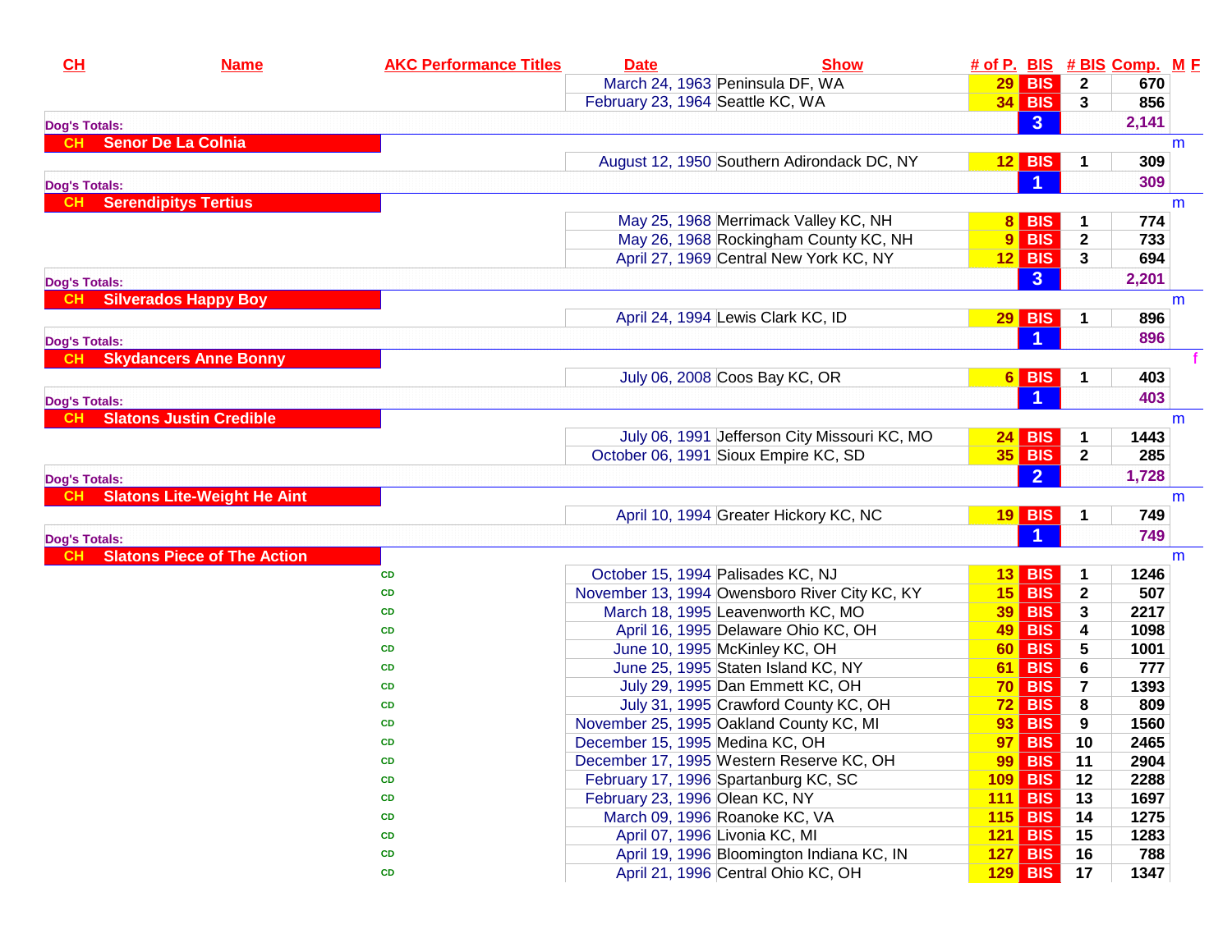| CH | Name | AKC Performance Titles | Date | Show | # of P. | BIS | # BIS | Comp. | M F |
|---|---|---|---|---|---|---|---|---|---|
| | | | March 24, 1963 | Peninsula DF, WA | 29 | BIS | 2 | 670 | |
| | | | February 23, 1964 | Seattle KC, WA | 34 | BIS | 3 | 856 | |
| Dog's Totals: | | | | | | 3 | | 2,141 | |
| CH | Senor De La Colnia | | | | | | | | m |
| | | | August 12, 1950 | Southern Adirondack DC, NY | 12 | BIS | 1 | 309 | |
| Dog's Totals: | | | | | | 1 | | 309 | |
| CH | Serendipitys Tertius | | | | | | | | m |
| | | | May 25, 1968 | Merrimack Valley KC, NH | 8 | BIS | 1 | 774 | |
| | | | May 26, 1968 | Rockingham County KC, NH | 9 | BIS | 2 | 733 | |
| | | | April 27, 1969 | Central New York KC, NY | 12 | BIS | 3 | 694 | |
| Dog's Totals: | | | | | | 3 | | 2,201 | |
| CH | Silverados Happy Boy | | | | | | | | m |
| | | | April 24, 1994 | Lewis Clark KC, ID | 29 | BIS | 1 | 896 | |
| Dog's Totals: | | | | | | 1 | | 896 | |
| CH | Skydancers Anne Bonny | | | | | | | | f |
| | | | July 06, 2008 | Coos Bay KC, OR | 6 | BIS | 1 | 403 | |
| Dog's Totals: | | | | | | 1 | | 403 | |
| CH | Slatons Justin Credible | | | | | | | | m |
| | | | July 06, 1991 | Jefferson City Missouri KC, MO | 24 | BIS | 1 | 1443 | |
| | | | October 06, 1991 | Sioux Empire KC, SD | 35 | BIS | 2 | 285 | |
| Dog's Totals: | | | | | | 2 | | 1,728 | |
| CH | Slatons Lite-Weight He Aint | | | | | | | | m |
| | | | April 10, 1994 | Greater Hickory KC, NC | 19 | BIS | 1 | 749 | |
| Dog's Totals: | | | | | | 1 | | 749 | |
| CH | Slatons Piece of The Action | | | | | | | | m |
| | | CD | October 15, 1994 | Palisades KC, NJ | 13 | BIS | 1 | 1246 | |
| | | CD | November 13, 1994 | Owensboro River City KC, KY | 15 | BIS | 2 | 507 | |
| | | CD | March 18, 1995 | Leavenworth KC, MO | 39 | BIS | 3 | 2217 | |
| | | CD | April 16, 1995 | Delaware Ohio KC, OH | 49 | BIS | 4 | 1098 | |
| | | CD | June 10, 1995 | McKinley KC, OH | 60 | BIS | 5 | 1001 | |
| | | CD | June 25, 1995 | Staten Island KC, NY | 61 | BIS | 6 | 777 | |
| | | CD | July 29, 1995 | Dan Emmett KC, OH | 70 | BIS | 7 | 1393 | |
| | | CD | July 31, 1995 | Crawford County KC, OH | 72 | BIS | 8 | 809 | |
| | | CD | November 25, 1995 | Oakland County KC, MI | 93 | BIS | 9 | 1560 | |
| | | CD | December 15, 1995 | Medina KC, OH | 97 | BIS | 10 | 2465 | |
| | | CD | December 17, 1995 | Western Reserve KC, OH | 99 | BIS | 11 | 2904 | |
| | | CD | February 17, 1996 | Spartanburg KC, SC | 109 | BIS | 12 | 2288 | |
| | | CD | February 23, 1996 | Olean KC, NY | 111 | BIS | 13 | 1697 | |
| | | CD | March 09, 1996 | Roanoke KC, VA | 115 | BIS | 14 | 1275 | |
| | | CD | April 07, 1996 | Livonia KC, MI | 121 | BIS | 15 | 1283 | |
| | | CD | April 19, 1996 | Bloomington Indiana KC, IN | 127 | BIS | 16 | 788 | |
| | | CD | April 21, 1996 | Central Ohio KC, OH | 129 | BIS | 17 | 1347 | |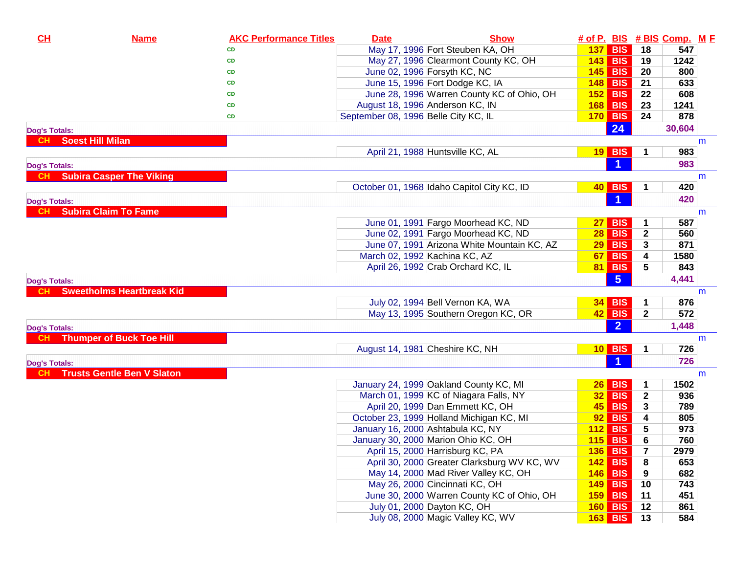| CH | Name | AKC Performance Titles | Date | Show | # of P. | BIS | # BIS | Comp. | M | F |
|---|---|---|---|---|---|---|---|---|---|---|
| | | CD | May 17, 1996 | Fort Steuben KA, OH | 137 | BIS | 18 | 547 | | |
| | | CD | May 27, 1996 | Clearmont County KC, OH | 143 | BIS | 19 | 1242 | | |
| | | CD | June 02, 1996 | Forsyth KC, NC | 145 | BIS | 20 | 800 | | |
| | | CD | June 15, 1996 | Fort Dodge KC, IA | 148 | BIS | 21 | 633 | | |
| | | CD | June 28, 1996 | Warren County KC of Ohio, OH | 152 | BIS | 22 | 608 | | |
| | | CD | August 18, 1996 | Anderson KC, IN | 168 | BIS | 23 | 1241 | | |
| | | CD | September 08, 1996 | Belle City KC, IL | 170 | BIS | 24 | 878 | | |
| Dog's Totals: | | | | | | 24 | | 30,604 | | |
| CH | Soest Hill Milan | | | | | | | | m | |
| | | | April 21, 1988 | Huntsville KC, AL | 19 | BIS | 1 | 983 | | |
| Dog's Totals: | | | | | | 1 | | 983 | | |
| CH | Subira Casper The Viking | | | | | | | | m | |
| | | | October 01, 1968 | Idaho Capitol City KC, ID | 40 | BIS | 1 | 420 | | |
| Dog's Totals: | | | | | | 1 | | 420 | | |
| CH | Subira Claim To Fame | | | | | | | | m | |
| | | | June 01, 1991 | Fargo Moorhead KC, ND | 27 | BIS | 1 | 587 | | |
| | | | June 02, 1991 | Fargo Moorhead KC, ND | 28 | BIS | 2 | 560 | | |
| | | | June 07, 1991 | Arizona White Mountain KC, AZ | 29 | BIS | 3 | 871 | | |
| | | | March 02, 1992 | Kachina KC, AZ | 67 | BIS | 4 | 1580 | | |
| | | | April 26, 1992 | Crab Orchard KC, IL | 81 | BIS | 5 | 843 | | |
| Dog's Totals: | | | | | | 5 | | 4,441 | | |
| CH | Sweetholms Heartbreak Kid | | | | | | | | m | |
| | | | July 02, 1994 | Bell Vernon KA, WA | 34 | BIS | 1 | 876 | | |
| | | | May 13, 1995 | Southern Oregon KC, OR | 42 | BIS | 2 | 572 | | |
| Dog's Totals: | | | | | | 2 | | 1,448 | | |
| CH | Thumper of Buck Toe Hill | | | | | | | | m | |
| | | | August 14, 1981 | Cheshire KC, NH | 10 | BIS | 1 | 726 | | |
| Dog's Totals: | | | | | | 1 | | 726 | | |
| CH | Trusts Gentle Ben V Slaton | | | | | | | | m | |
| | | | January 24, 1999 | Oakland County KC, MI | 26 | BIS | 1 | 1502 | | |
| | | | March 01, 1999 | KC of Niagara Falls, NY | 32 | BIS | 2 | 936 | | |
| | | | April 20, 1999 | Dan Emmett KC, OH | 45 | BIS | 3 | 789 | | |
| | | | October 23, 1999 | Holland Michigan KC, MI | 92 | BIS | 4 | 805 | | |
| | | | January 16, 2000 | Ashtabula KC, NY | 112 | BIS | 5 | 973 | | |
| | | | January 30, 2000 | Marion Ohio KC, OH | 115 | BIS | 6 | 760 | | |
| | | | April 15, 2000 | Harrisburg KC, PA | 136 | BIS | 7 | 2979 | | |
| | | | April 30, 2000 | Greater Clarksburg WV KC, WV | 142 | BIS | 8 | 653 | | |
| | | | May 14, 2000 | Mad River Valley KC, OH | 146 | BIS | 9 | 682 | | |
| | | | May 26, 2000 | Cincinnati KC, OH | 149 | BIS | 10 | 743 | | |
| | | | June 30, 2000 | Warren County KC of Ohio, OH | 159 | BIS | 11 | 451 | | |
| | | | July 01, 2000 | Dayton KC, OH | 160 | BIS | 12 | 861 | | |
| | | | July 08, 2000 | Magic Valley KC, WV | 163 | BIS | 13 | 584 | | |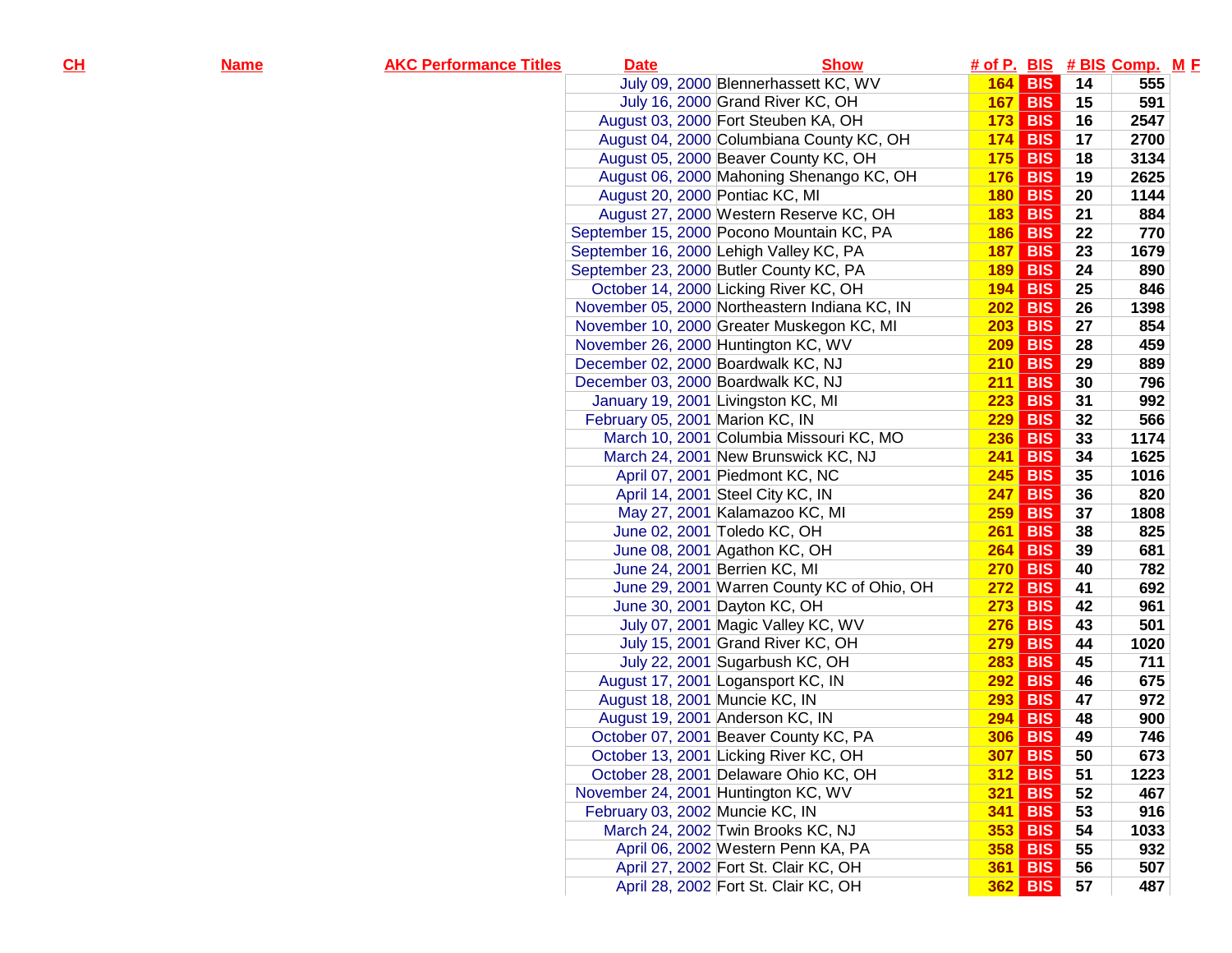| CH | Name | AKC Performance Titles | Date | Show | # of P. | BIS | # BIS | Comp. | M | F |
|---|---|---|---|---|---|---|---|---|---|---|
| | | | July 09, 2000 | Blennerhassett KC, WV | 164 | BIS | 14 | 555 | | |
| | | | July 16, 2000 | Grand River KC, OH | 167 | BIS | 15 | 591 | | |
| | | | August 03, 2000 | Fort Steuben KA, OH | 173 | BIS | 16 | 2547 | | |
| | | | August 04, 2000 | Columbiana County KC, OH | 174 | BIS | 17 | 2700 | | |
| | | | August 05, 2000 | Beaver County KC, OH | 175 | BIS | 18 | 3134 | | |
| | | | August 06, 2000 | Mahoning Shenango KC, OH | 176 | BIS | 19 | 2625 | | |
| | | | August 20, 2000 | Pontiac KC, MI | 180 | BIS | 20 | 1144 | | |
| | | | August 27, 2000 | Western Reserve KC, OH | 183 | BIS | 21 | 884 | | |
| | | | September 15, 2000 | Pocono Mountain KC, PA | 186 | BIS | 22 | 770 | | |
| | | | September 16, 2000 | Lehigh Valley KC, PA | 187 | BIS | 23 | 1679 | | |
| | | | September 23, 2000 | Butler County KC, PA | 189 | BIS | 24 | 890 | | |
| | | | October 14, 2000 | Licking River KC, OH | 194 | BIS | 25 | 846 | | |
| | | | November 05, 2000 | Northeastern Indiana KC, IN | 202 | BIS | 26 | 1398 | | |
| | | | November 10, 2000 | Greater Muskegon KC, MI | 203 | BIS | 27 | 854 | | |
| | | | November 26, 2000 | Huntington KC, WV | 209 | BIS | 28 | 459 | | |
| | | | December 02, 2000 | Boardwalk KC, NJ | 210 | BIS | 29 | 889 | | |
| | | | December 03, 2000 | Boardwalk KC, NJ | 211 | BIS | 30 | 796 | | |
| | | | January 19, 2001 | Livingston KC, MI | 223 | BIS | 31 | 992 | | |
| | | | February 05, 2001 | Marion KC, IN | 229 | BIS | 32 | 566 | | |
| | | | March 10, 2001 | Columbia Missouri KC, MO | 236 | BIS | 33 | 1174 | | |
| | | | March 24, 2001 | New Brunswick KC, NJ | 241 | BIS | 34 | 1625 | | |
| | | | April 07, 2001 | Piedmont KC, NC | 245 | BIS | 35 | 1016 | | |
| | | | April 14, 2001 | Steel City KC, IN | 247 | BIS | 36 | 820 | | |
| | | | May 27, 2001 | Kalamazoo KC, MI | 259 | BIS | 37 | 1808 | | |
| | | | June 02, 2001 | Toledo KC, OH | 261 | BIS | 38 | 825 | | |
| | | | June 08, 2001 | Agathon KC, OH | 264 | BIS | 39 | 681 | | |
| | | | June 24, 2001 | Berrien KC, MI | 270 | BIS | 40 | 782 | | |
| | | | June 29, 2001 | Warren County KC of Ohio, OH | 272 | BIS | 41 | 692 | | |
| | | | June 30, 2001 | Dayton KC, OH | 273 | BIS | 42 | 961 | | |
| | | | July 07, 2001 | Magic Valley KC, WV | 276 | BIS | 43 | 501 | | |
| | | | July 15, 2001 | Grand River KC, OH | 279 | BIS | 44 | 1020 | | |
| | | | July 22, 2001 | Sugarbush KC, OH | 283 | BIS | 45 | 711 | | |
| | | | August 17, 2001 | Logansport KC, IN | 292 | BIS | 46 | 675 | | |
| | | | August 18, 2001 | Muncie KC, IN | 293 | BIS | 47 | 972 | | |
| | | | August 19, 2001 | Anderson KC, IN | 294 | BIS | 48 | 900 | | |
| | | | October 07, 2001 | Beaver County KC, PA | 306 | BIS | 49 | 746 | | |
| | | | October 13, 2001 | Licking River KC, OH | 307 | BIS | 50 | 673 | | |
| | | | October 28, 2001 | Delaware Ohio KC, OH | 312 | BIS | 51 | 1223 | | |
| | | | November 24, 2001 | Huntington KC, WV | 321 | BIS | 52 | 467 | | |
| | | | February 03, 2002 | Muncie KC, IN | 341 | BIS | 53 | 916 | | |
| | | | March 24, 2002 | Twin Brooks KC, NJ | 353 | BIS | 54 | 1033 | | |
| | | | April 06, 2002 | Western Penn KA, PA | 358 | BIS | 55 | 932 | | |
| | | | April 27, 2002 | Fort St. Clair KC, OH | 361 | BIS | 56 | 507 | | |
| | | | April 28, 2002 | Fort St. Clair KC, OH | 362 | BIS | 57 | 487 | | |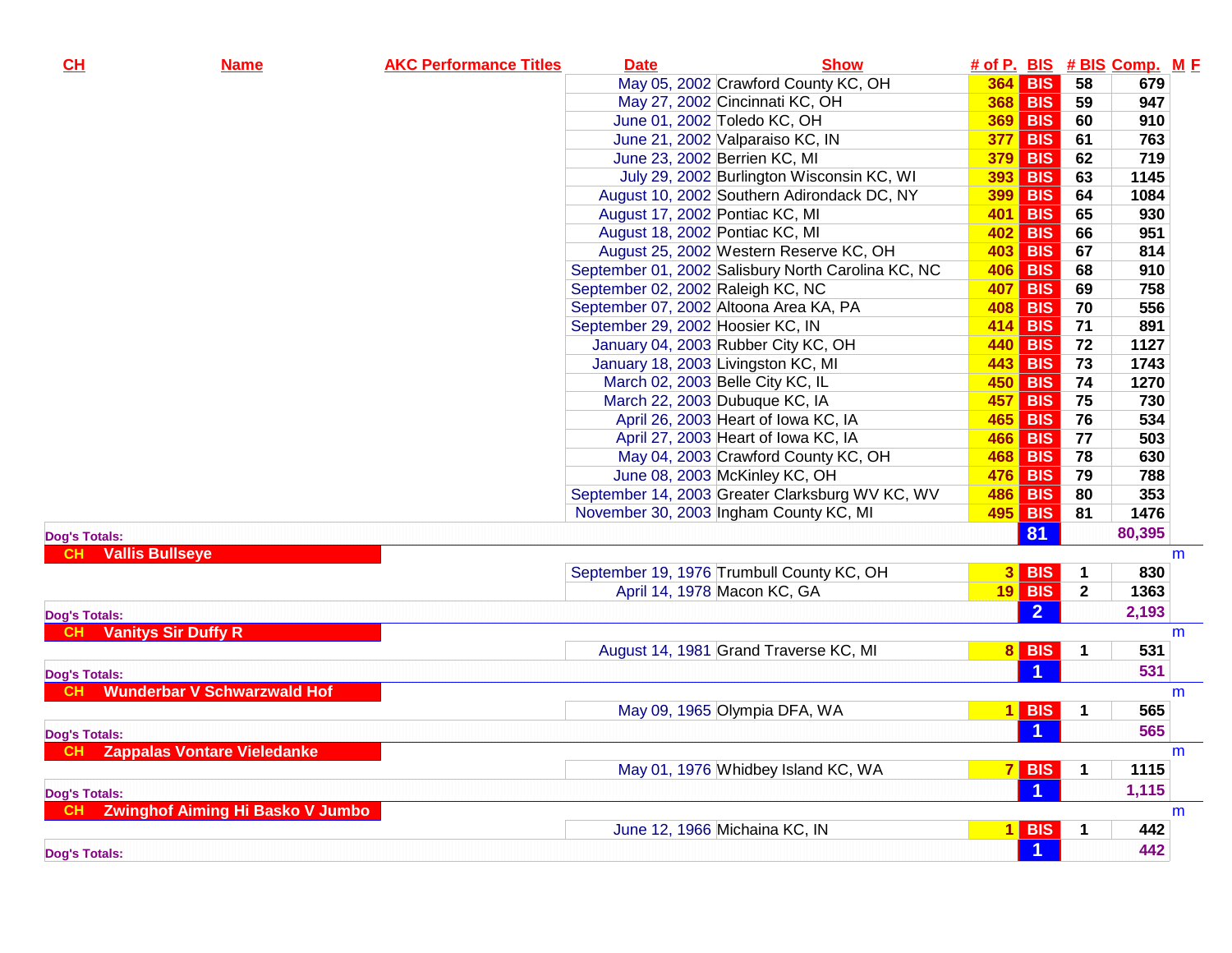| CH | Name | AKC Performance Titles | Date | Show | # of P. | BIS | # BIS | Comp. | M F |
|---|---|---|---|---|---|---|---|---|---|
| | | | May 05, 2002 | Crawford County KC, OH | 364 | BIS | 58 | 679 | |
| | | | May 27, 2002 | Cincinnati KC, OH | 368 | BIS | 59 | 947 | |
| | | | June 01, 2002 | Toledo KC, OH | 369 | BIS | 60 | 910 | |
| | | | June 21, 2002 | Valparaiso KC, IN | 377 | BIS | 61 | 763 | |
| | | | June 23, 2002 | Berrien KC, MI | 379 | BIS | 62 | 719 | |
| | | | July 29, 2002 | Burlington Wisconsin KC, WI | 393 | BIS | 63 | 1145 | |
| | | | August 10, 2002 | Southern Adirondack DC, NY | 399 | BIS | 64 | 1084 | |
| | | | August 17, 2002 | Pontiac KC, MI | 401 | BIS | 65 | 930 | |
| | | | August 18, 2002 | Pontiac KC, MI | 402 | BIS | 66 | 951 | |
| | | | August 25, 2002 | Western Reserve KC, OH | 403 | BIS | 67 | 814 | |
| | | | September 01, 2002 | Salisbury North Carolina KC, NC | 406 | BIS | 68 | 910 | |
| | | | September 02, 2002 | Raleigh KC, NC | 407 | BIS | 69 | 758 | |
| | | | September 07, 2002 | Altoona Area KA, PA | 408 | BIS | 70 | 556 | |
| | | | September 29, 2002 | Hoosier KC, IN | 414 | BIS | 71 | 891 | |
| | | | January 04, 2003 | Rubber City KC, OH | 440 | BIS | 72 | 1127 | |
| | | | January 18, 2003 | Livingston KC, MI | 443 | BIS | 73 | 1743 | |
| | | | March 02, 2003 | Belle City KC, IL | 450 | BIS | 74 | 1270 | |
| | | | March 22, 2003 | Dubuque KC, IA | 457 | BIS | 75 | 730 | |
| | | | April 26, 2003 | Heart of Iowa KC, IA | 465 | BIS | 76 | 534 | |
| | | | April 27, 2003 | Heart of Iowa KC, IA | 466 | BIS | 77 | 503 | |
| | | | May 04, 2003 | Crawford County KC, OH | 468 | BIS | 78 | 630 | |
| | | | June 08, 2003 | McKinley KC, OH | 476 | BIS | 79 | 788 | |
| | | | September 14, 2003 | Greater Clarksburg WV KC, WV | 486 | BIS | 80 | 353 | |
| | | | November 30, 2003 | Ingham County KC, MI | 495 | BIS | 81 | 1476 | |
| Dog's Totals: | | | | | | 81 | | 80,395 | |
| CH | Vallis Bullseye | | | | | | | | m |
| | | | September 19, 1976 | Trumbull County KC, OH | 3 | BIS | 1 | 830 | |
| | | | April 14, 1978 | Macon KC, GA | 19 | BIS | 2 | 1363 | |
| Dog's Totals: | | | | | | 2 | | 2,193 | |
| CH | Vanitys Sir Duffy R | | | | | | | | m |
| | | | August 14, 1981 | Grand Traverse KC, MI | 8 | BIS | 1 | 531 | |
| Dog's Totals: | | | | | | 1 | | 531 | |
| CH | Wunderbar V Schwarzwald Hof | | | | | | | | m |
| | | | May 09, 1965 | Olympia DFA, WA | 1 | BIS | 1 | 565 | |
| Dog's Totals: | | | | | | 1 | | 565 | |
| CH | Zappalas Vontare Vieledanke | | | | | | | | m |
| | | | May 01, 1976 | Whidbey Island KC, WA | 7 | BIS | 1 | 1115 | |
| Dog's Totals: | | | | | | 1 | | 1,115 | |
| CH | Zwinghof Aiming Hi Basko V Jumbo | | | | | | | | m |
| | | | June 12, 1966 | Michaina KC, IN | 1 | BIS | 1 | 442 | |
| Dog's Totals: | | | | | | 1 | | 442 | |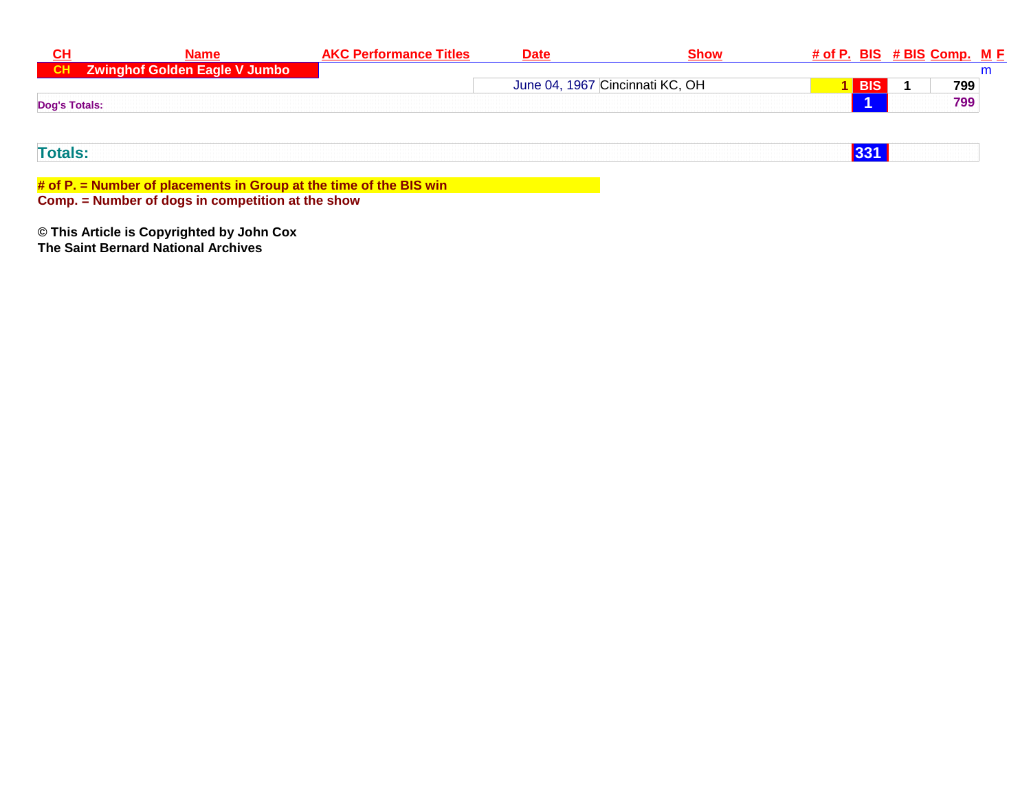| CH | Name | AKC Performance Titles | Date | Show | # of P. | BIS | # BIS | Comp. | M | F |
|---|---|---|---|---|---|---|---|---|---|---|
| CH | Zwinghof Golden Eagle V Jumbo | | | | | | | | m | |
| | | | June 04, 1967 | Cincinnati KC, OH | 1 | BIS | 1 | 799 | | |
| Dog's Totals: | | | | | | 1 | | 799 | | |
| Totals: | | | | | | 331 | | | | |

**# of P. = Number of placements in Group at the time of the BIS win**

**Comp. = Number of dogs in competition at the show**

**© This Article is Copyrighted by John Cox**
**The Saint Bernard National Archives**